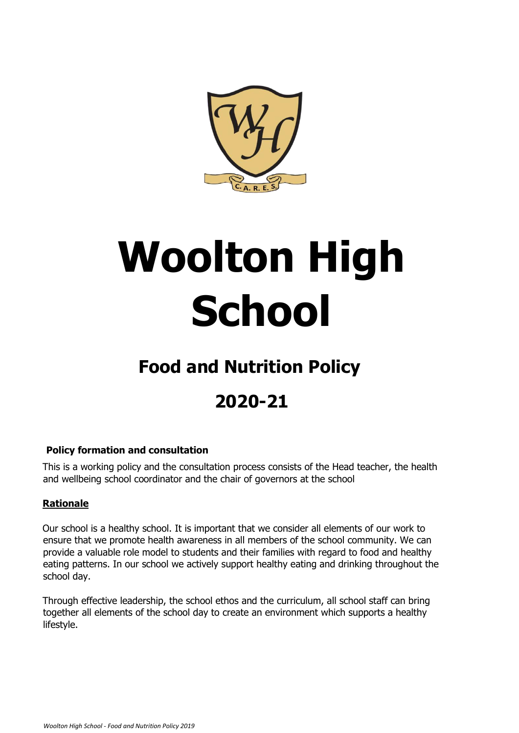# Woolton High School

## Food and Nutrition Policy

## 2020-21

**Policy formation and consultation**

This is a working policy and the consultation process consists of the Head teacher, the health and wellbeing school coordinator and the chair of governors at the school

**Rationale**

Our school is a healthy school. It is important that we consider all elements of our work to ensure that we promote health awareness in all members of the school community. We can provide a valuable role model to students and their families with regard to food and healthy eating patterns. In our school we actively support healthy eating and drinking throughout the school day.

Through effective leadership, the school ethos and the curriculum, all school staff can bring together all elements of the school day to create an environment which supports a healthy lifestyle.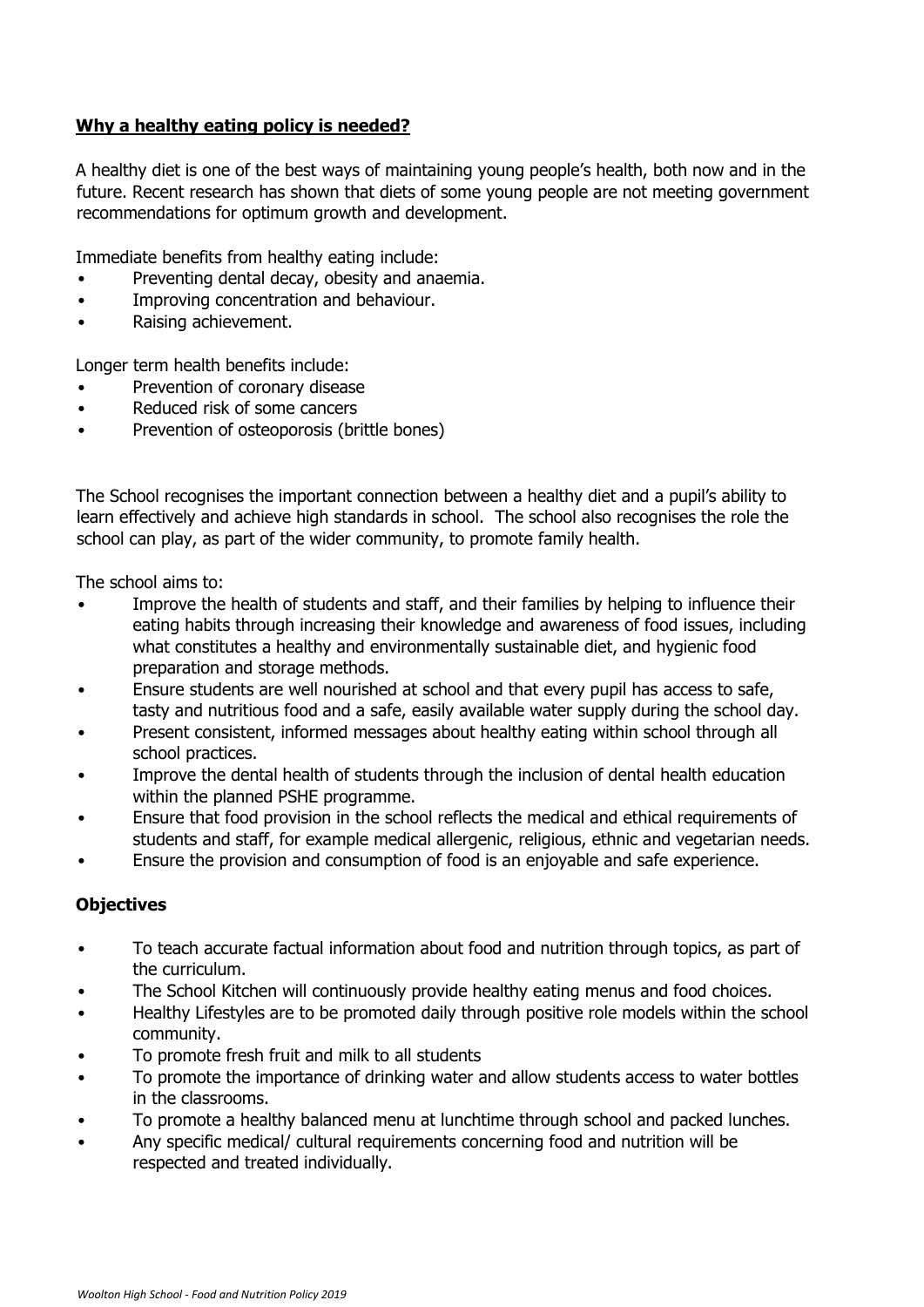## **Why a healthy eating policy is needed?**

A healthy diet is one of the best ways of maintaining young people's health, both now and in the future. Recent research has shown that diets of some young people are not meeting government recommendations for optimum growth and development.

Immediate benefits from healthy eating include:

- Preventing dental decay, obesity and anaemia.
- Improving concentration and behaviour.
- Raising achievement.

Longer term health benefits include:

- Prevention of coronary disease
- Reduced risk of some cancers
- Prevention of osteoporosis (brittle bones)

The School recognises the important connection between a healthy diet and a pupil's ability to learn effectively and achieve high standards in school. The school also recognises the role the school can play, as part of the wider community, to promote family health.

The school aims to:

- Improve the health of students and staff, and their families by helping to influence their eating habits through increasing their knowledge and awareness of food issues, including what constitutes a healthy and environmentally sustainable diet, and hygienic food preparation and storage methods.
- Ensure students are well nourished at school and that every pupil has access to safe, tasty and nutritious food and a safe, easily available water supply during the school day.
- Present consistent, informed messages about healthy eating within school through all school practices.
- Improve the dental health of students through the inclusion of dental health education within the planned PSHE programme.
- Ensure that food provision in the school reflects the medical and ethical requirements of students and staff, for example medical allergenic, religious, ethnic and vegetarian needs.
- Ensure the provision and consumption of food is an enjoyable and safe experience.

## **Objectives**

- To teach accurate factual information about food and nutrition through topics, as part of the curriculum.
- The School Kitchen will continuously provide healthy eating menus and food choices.
- Healthy Lifestyles are to be promoted daily through positive role models within the school community.
- To promote fresh fruit and milk to all students
- To promote the importance of drinking water and allow students access to water bottles in the classrooms.
- To promote a healthy balanced menu at lunchtime through school and packed lunches.
- Any specific medical/ cultural requirements concerning food and nutrition will be respected and treated individually.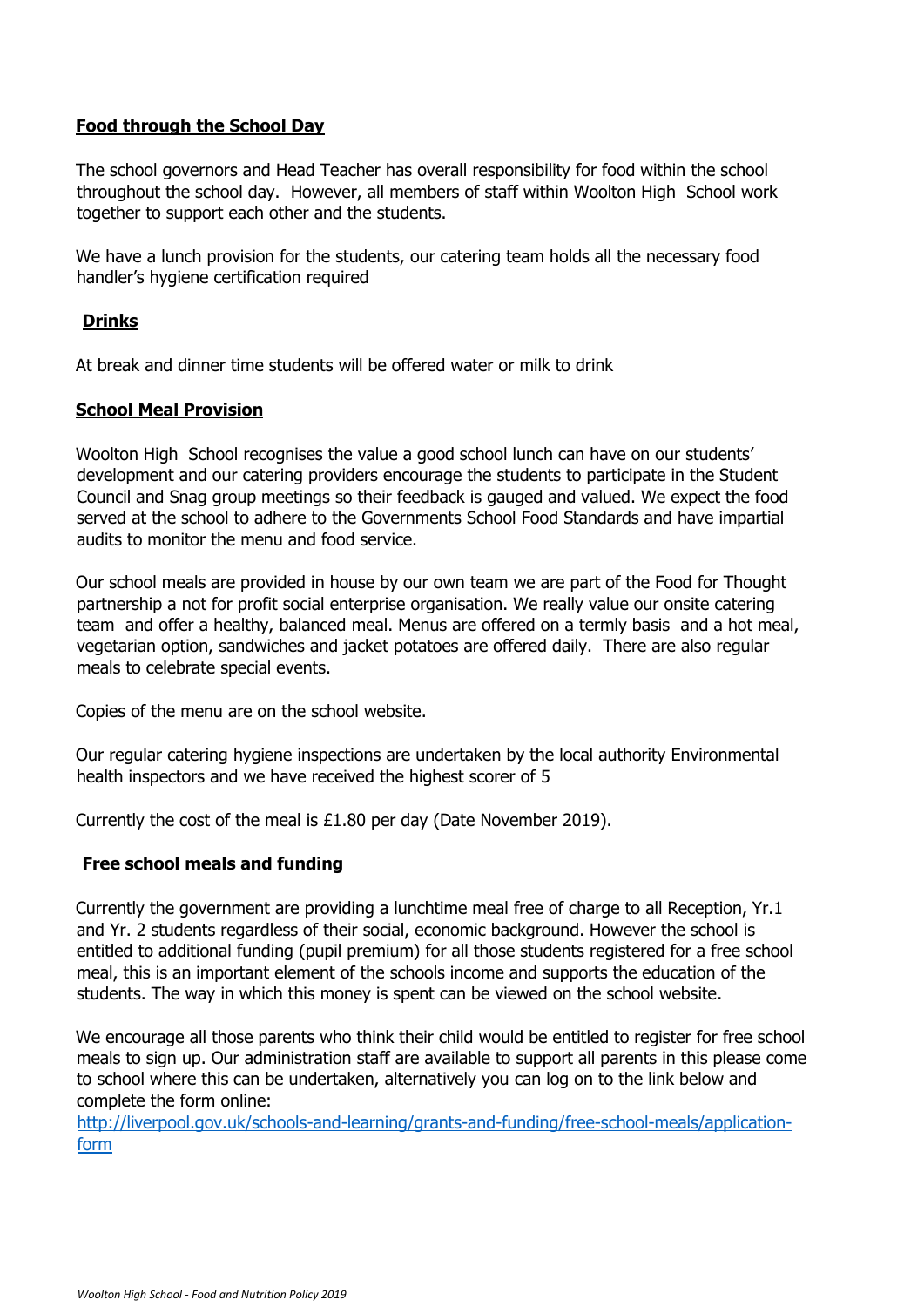## Food through the School Day

The school governors and Head Teacher has overall responsibility for food within the school throughout the school day. However, all members of staff within Woolton High School work together to support each other and the students.

We have a lunch provision for the students, our catering team holds all the necessary food handler's hygiene certification required

## Drinks

At break and dinner time students will be offered water or milk to drink

## School Meal Provision

Woolton High School recognises the value a good school lunch can have on our students' development and our catering providers encourage the students to participate in the Student Council and Snag group meetings so their feedback is gauged and valued. We expect the food served at the school to adhere to the Governments School Food Standards and have impartial audits to monitor the menu and food service.

Our school meals are provided in house by our own team we are part of the Food for Thought partnership a not for profit social enterprise organisation. We really value our onsite catering team and offer a healthy, balanced meal. Menus are offered on a termly basis and a hot meal, vegetarian option, sandwiches and jacket potatoes are offered daily. There are also regular meals to celebrate special events.

Copies of the menu are on the school website.

Our regular catering hygiene inspections are undertaken by the local authority Environmental health inspectors and we have received the highest scorer of 5

Currently the cost of the meal is £1.80 per day (Date November 2019).

## Free school meals and funding

Currently the government are providing a lunchtime meal free of charge to all Reception, Yr.1 and Yr. 2 students regardless of their social, economic background. However the school is entitled to additional funding (pupil premium) for all those students registered for a free school meal, this is an important element of the schools income and supports the education of the students. The way in which this money is spent can be viewed on the school website.

We encourage all those parents who think their child would be entitled to register for free school meals to sign up. Our administration staff are available to support all parents in this please come to school where this can be undertaken, alternatively you can log on to the link below and complete the form online:
[http://liverpool.gov.uk/schools-and-learning/grants-and-funding/free-school-meals/application-form](http://liverpool.gov.uk/schools-and-learning/grants-and-funding/free-school-meals/application-form)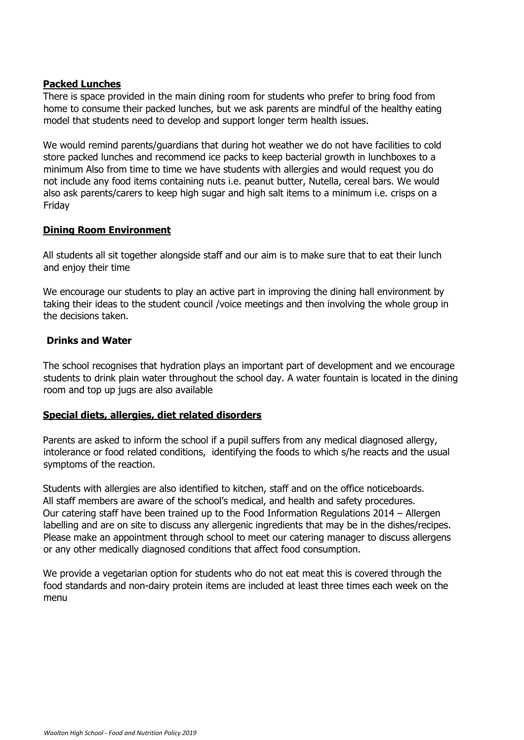## Packed Lunches

There is space provided in the main dining room for students who prefer to bring food from home to consume their packed lunches, but we ask parents are mindful of the healthy eating model that students need to develop and support longer term health issues.

We would remind parents/guardians that during hot weather we do not have facilities to cold store packed lunches and recommend ice packs to keep bacterial growth in lunchboxes to a minimum Also from time to time we have students with allergies and would request you do not include any food items containing nuts i.e. peanut butter, Nutella, cereal bars. We would also ask parents/carers to keep high sugar and high salt items to a minimum i.e. crisps on a Friday

## Dining Room Environment

All students all sit together alongside staff and our aim is to make sure that to eat their lunch and enjoy their time

We encourage our students to play an active part in improving the dining hall environment by taking their ideas to the student council /voice meetings and then involving the whole group in the decisions taken.

## Drinks and Water

The school recognises that hydration plays an important part of development and we encourage students to drink plain water throughout the school day. A water fountain is located in the dining room and top up jugs are also available

## Special diets, allergies, diet related disorders

Parents are asked to inform the school if a pupil suffers from any medical diagnosed allergy, intolerance or food related conditions, identifying the foods to which s/he reacts and the usual symptoms of the reaction.

Students with allergies are also identified to kitchen, staff and on the office noticeboards. All staff members are aware of the school's medical, and health and safety procedures. Our catering staff have been trained up to the Food Information Regulations 2014 – Allergen labelling and are on site to discuss any allergenic ingredients that may be in the dishes/recipes. Please make an appointment through school to meet our catering manager to discuss allergens or any other medically diagnosed conditions that affect food consumption.

We provide a vegetarian option for students who do not eat meat this is covered through the food standards and non-dairy protein items are included at least three times each week on the menu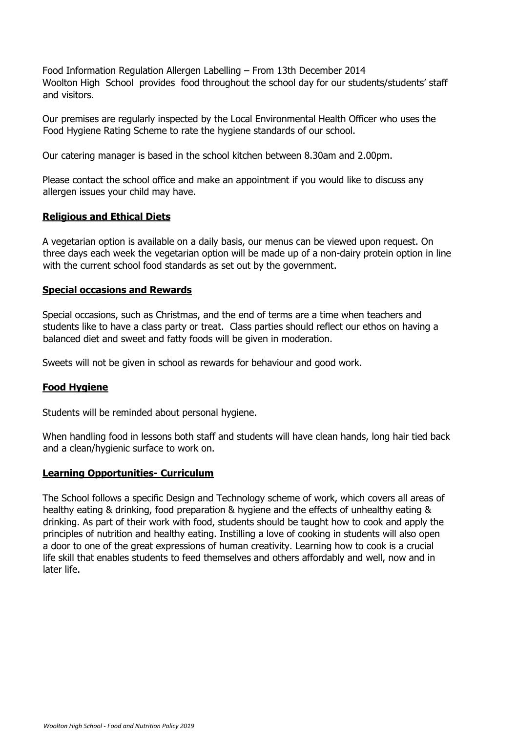Food Information Regulation Allergen Labelling – From 13th December 2014
Woolton High School provides food throughout the school day for our students/students' staff and visitors.

Our premises are regularly inspected by the Local Environmental Health Officer who uses the Food Hygiene Rating Scheme to rate the hygiene standards of our school.

Our catering manager is based in the school kitchen between 8.30am and 2.00pm.

Please contact the school office and make an appointment if you would like to discuss any allergen issues your child may have.

## **Religious and Ethical Diets**

A vegetarian option is available on a daily basis, our menus can be viewed upon request. On three days each week the vegetarian option will be made up of a non-dairy protein option in line with the current school food standards as set out by the government.

## **Special occasions and Rewards**

Special occasions, such as Christmas, and the end of terms are a time when teachers and students like to have a class party or treat. Class parties should reflect our ethos on having a balanced diet and sweet and fatty foods will be given in moderation.

Sweets will not be given in school as rewards for behaviour and good work.

## **Food Hygiene**

Students will be reminded about personal hygiene.

When handling food in lessons both staff and students will have clean hands, long hair tied back and a clean/hygienic surface to work on.

## **Learning Opportunities- Curriculum**

The School follows a specific Design and Technology scheme of work, which covers all areas of healthy eating & drinking, food preparation & hygiene and the effects of unhealthy eating & drinking. As part of their work with food, students should be taught how to cook and apply the principles of nutrition and healthy eating. Instilling a love of cooking in students will also open a door to one of the great expressions of human creativity. Learning how to cook is a crucial life skill that enables students to feed themselves and others affordably and well, now and in later life.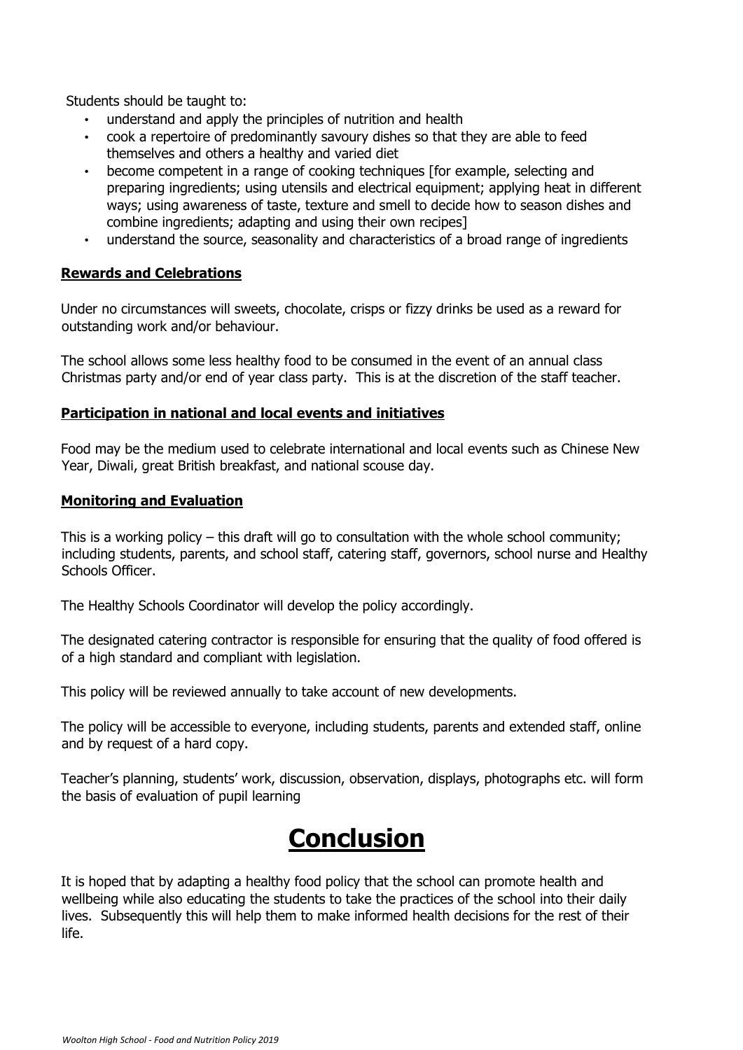Students should be taught to:

- understand and apply the principles of nutrition and health
- cook a repertoire of predominantly savoury dishes so that they are able to feed themselves and others a healthy and varied diet
- become competent in a range of cooking techniques [for example, selecting and preparing ingredients; using utensils and electrical equipment; applying heat in different ways; using awareness of taste, texture and smell to decide how to season dishes and combine ingredients; adapting and using their own recipes]
- understand the source, seasonality and characteristics of a broad range of ingredients

**Rewards and Celebrations**

Under no circumstances will sweets, chocolate, crisps or fizzy drinks be used as a reward for outstanding work and/or behaviour.

The school allows some less healthy food to be consumed in the event of an annual class Christmas party and/or end of year class party. This is at the discretion of the staff teacher.

**Participation in national and local events and initiatives**

Food may be the medium used to celebrate international and local events such as Chinese New Year, Diwali, great British breakfast, and national scouse day.

**Monitoring and Evaluation**

This is a working policy – this draft will go to consultation with the whole school community; including students, parents, and school staff, catering staff, governors, school nurse and Healthy Schools Officer.

The Healthy Schools Coordinator will develop the policy accordingly.

The designated catering contractor is responsible for ensuring that the quality of food offered is of a high standard and compliant with legislation.

This policy will be reviewed annually to take account of new developments.

The policy will be accessible to everyone, including students, parents and extended staff, online and by request of a hard copy.

Teacher's planning, students' work, discussion, observation, displays, photographs etc. will form the basis of evaluation of pupil learning

# Conclusion

It is hoped that by adapting a healthy food policy that the school can promote health and wellbeing while also educating the students to take the practices of the school into their daily lives. Subsequently this will help them to make informed health decisions for the rest of their life.